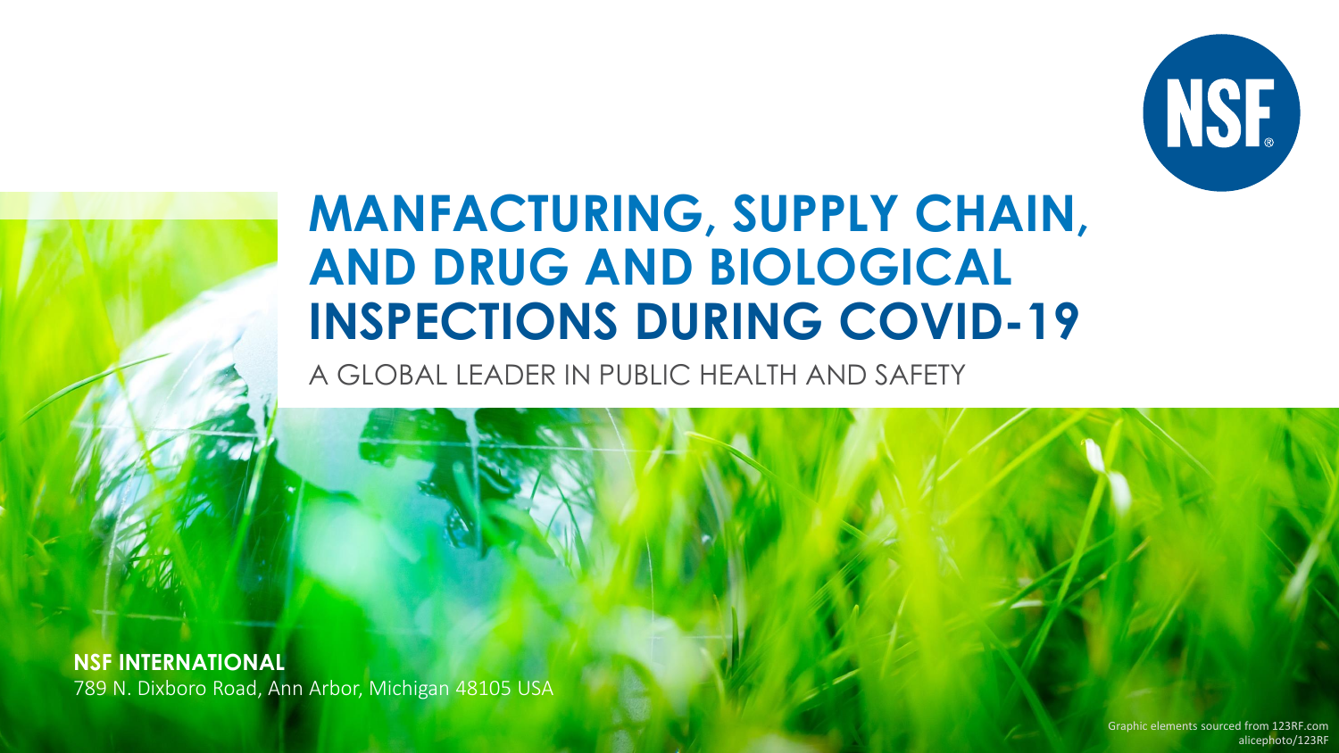# MANFACTURING, SUPPLY CHAIN, AND DRUG AND BIOLOGICAL INSPECTIONS DURING COVID-19

A GLOBAL LEADER IN PUBLIC HEALTH AND SAFETY

**NSF INTERNATIONAL**
789 N. Dixboro Road, Ann Arbor, Michigan 48105 USA

Graphic elements sourced from 123RF.com
alicephoto/123RF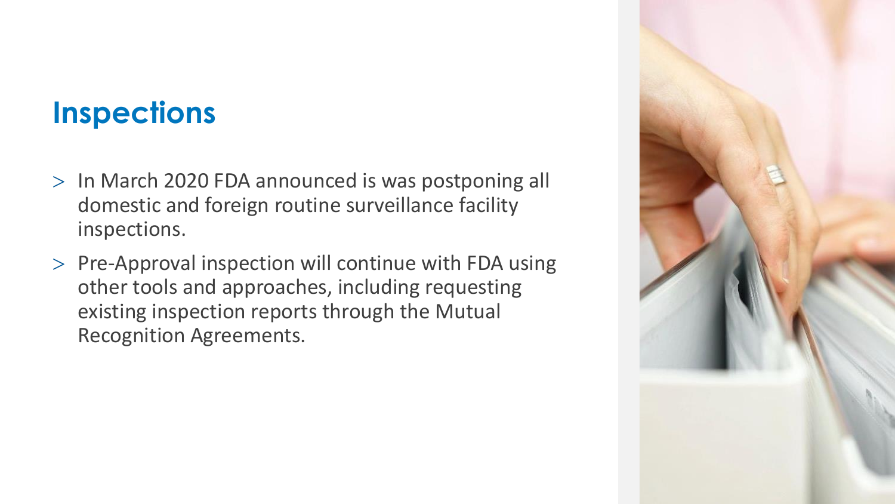# Inspections

- In March 2020 FDA announced is was postponing all domestic and foreign routine surveillance facility inspections.
- Pre-Approval inspection will continue with FDA using other tools and approaches, including requesting existing inspection reports through the Mutual Recognition Agreements.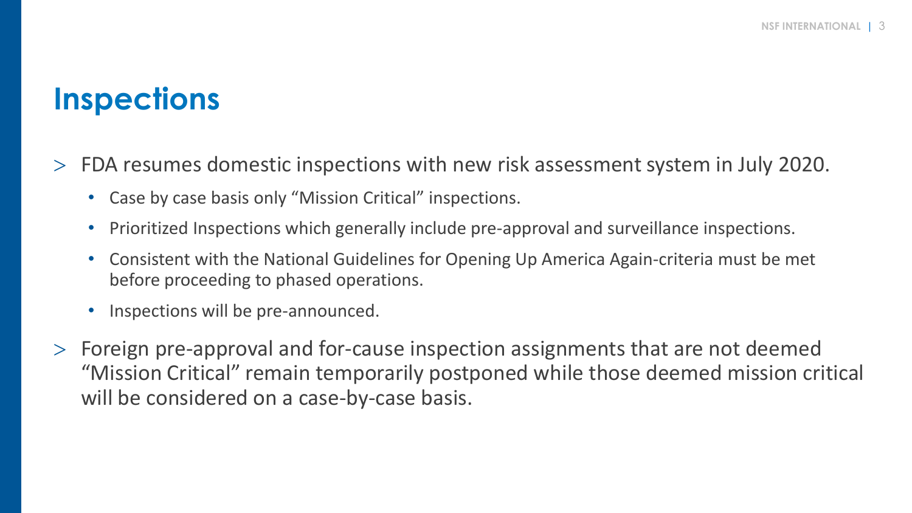# Inspections

- FDA resumes domestic inspections with new risk assessment system in July 2020.
  - Case by case basis only “Mission Critical” inspections.
  - Prioritized Inspections which generally include pre-approval and surveillance inspections.
  - Consistent with the National Guidelines for Opening Up America Again-criteria must be met before proceeding to phased operations.
  - Inspections will be pre-announced.
- Foreign pre-approval and for-cause inspection assignments that are not deemed “Mission Critical” remain temporarily postponed while those deemed mission critical will be considered on a case-by-case basis.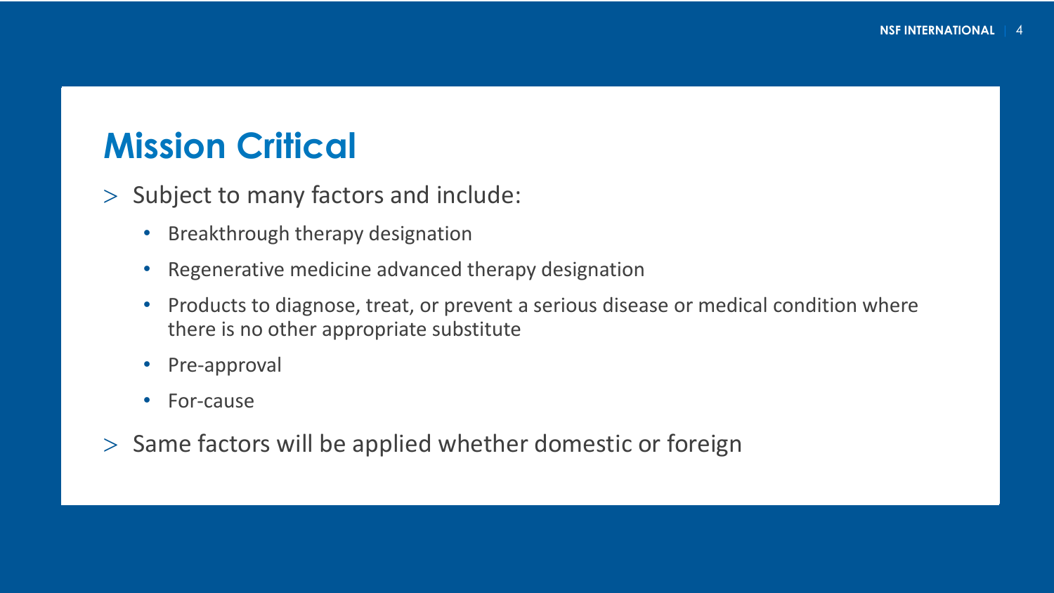# Mission Critical

- Subject to many factors and include:
  - Breakthrough therapy designation
  - Regenerative medicine advanced therapy designation
  - Products to diagnose, treat, or prevent a serious disease or medical condition where there is no other appropriate substitute
  - Pre-approval
  - For-cause
- Same factors will be applied whether domestic or foreign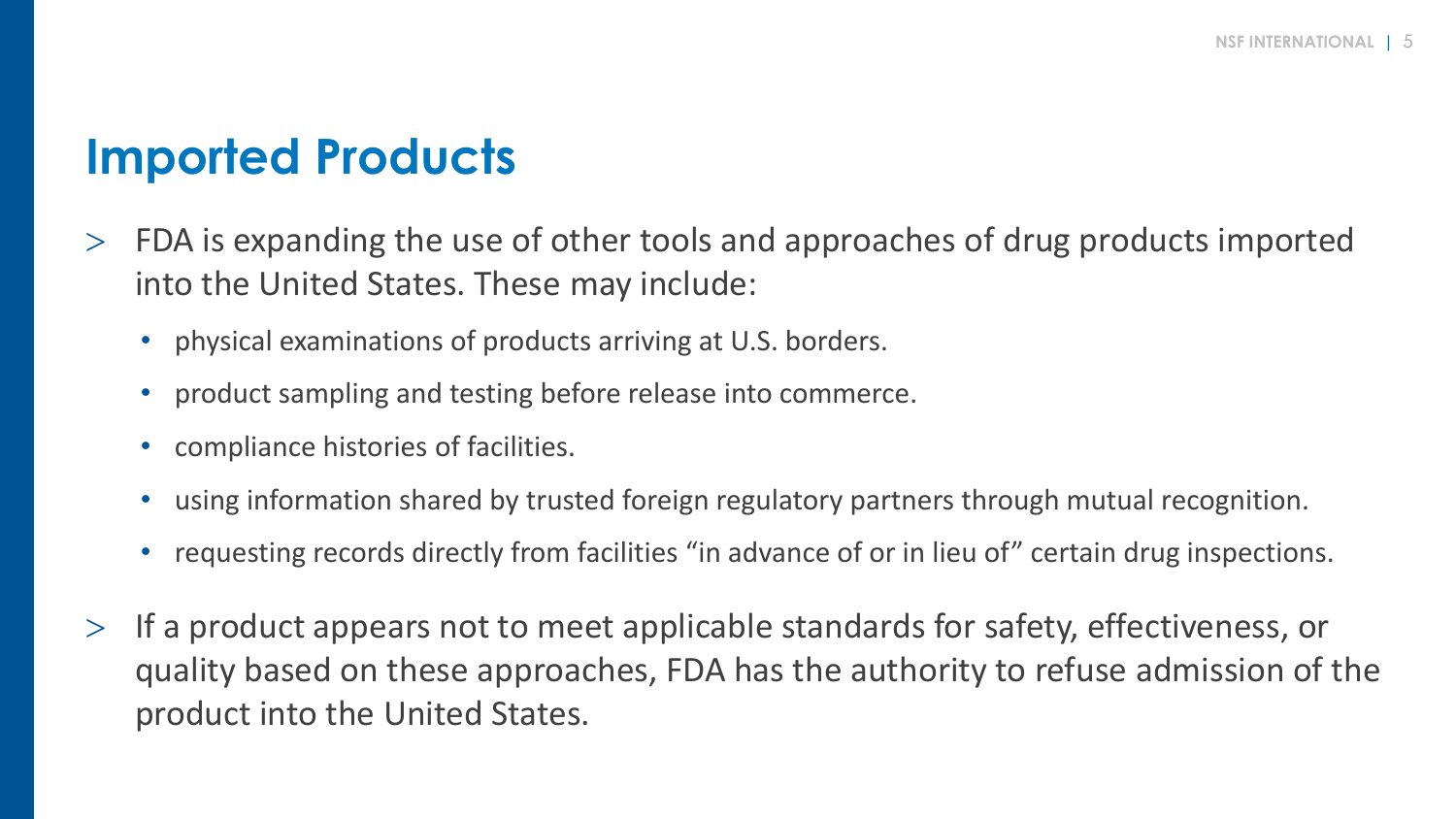# Imported Products

- FDA is expanding the use of other tools and approaches of drug products imported into the United States. These may include:
  - physical examinations of products arriving at U.S. borders.
  - product sampling and testing before release into commerce.
  - compliance histories of facilities.
  - using information shared by trusted foreign regulatory partners through mutual recognition.
  - requesting records directly from facilities "in advance of or in lieu of" certain drug inspections.
- If a product appears not to meet applicable standards for safety, effectiveness, or quality based on these approaches, FDA has the authority to refuse admission of the product into the United States.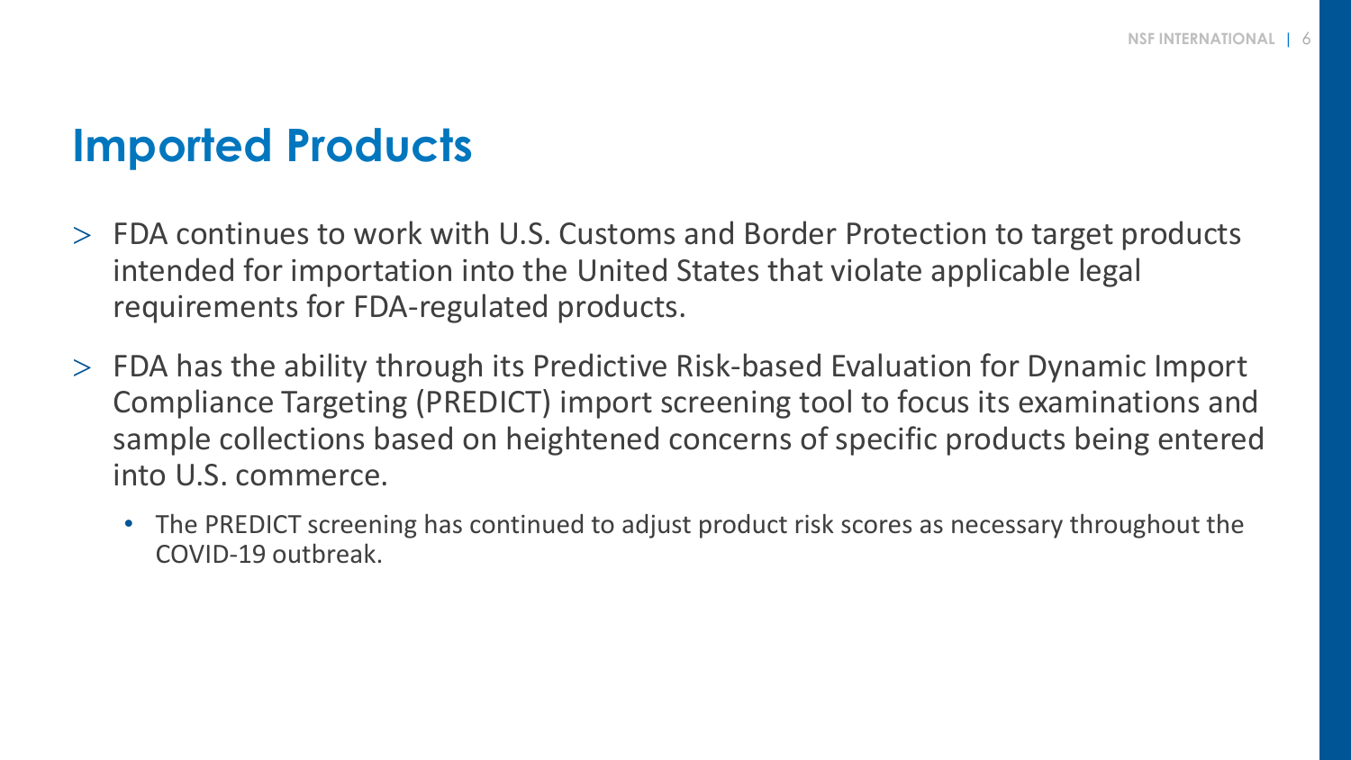# Imported Products

- FDA continues to work with U.S. Customs and Border Protection to target products intended for importation into the United States that violate applicable legal requirements for FDA-regulated products.
- FDA has the ability through its Predictive Risk-based Evaluation for Dynamic Import Compliance Targeting (PREDICT) import screening tool to focus its examinations and sample collections based on heightened concerns of specific products being entered into U.S. commerce.
  - The PREDICT screening has continued to adjust product risk scores as necessary throughout the COVID-19 outbreak.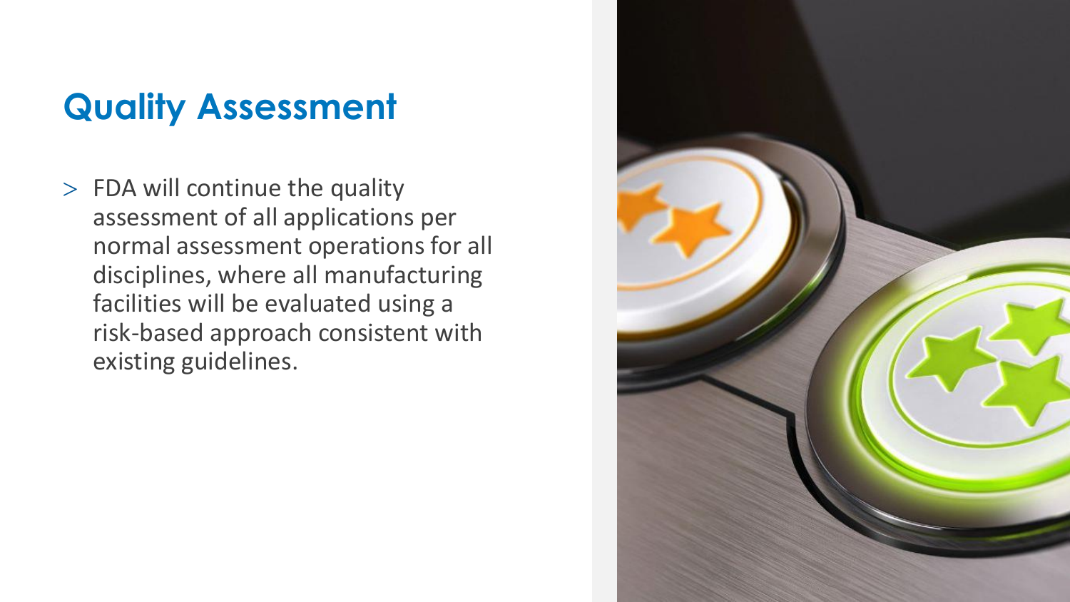# Quality Assessment

- FDA will continue the quality assessment of all applications per normal assessment operations for all disciplines, where all manufacturing facilities will be evaluated using a risk-based approach consistent with existing guidelines.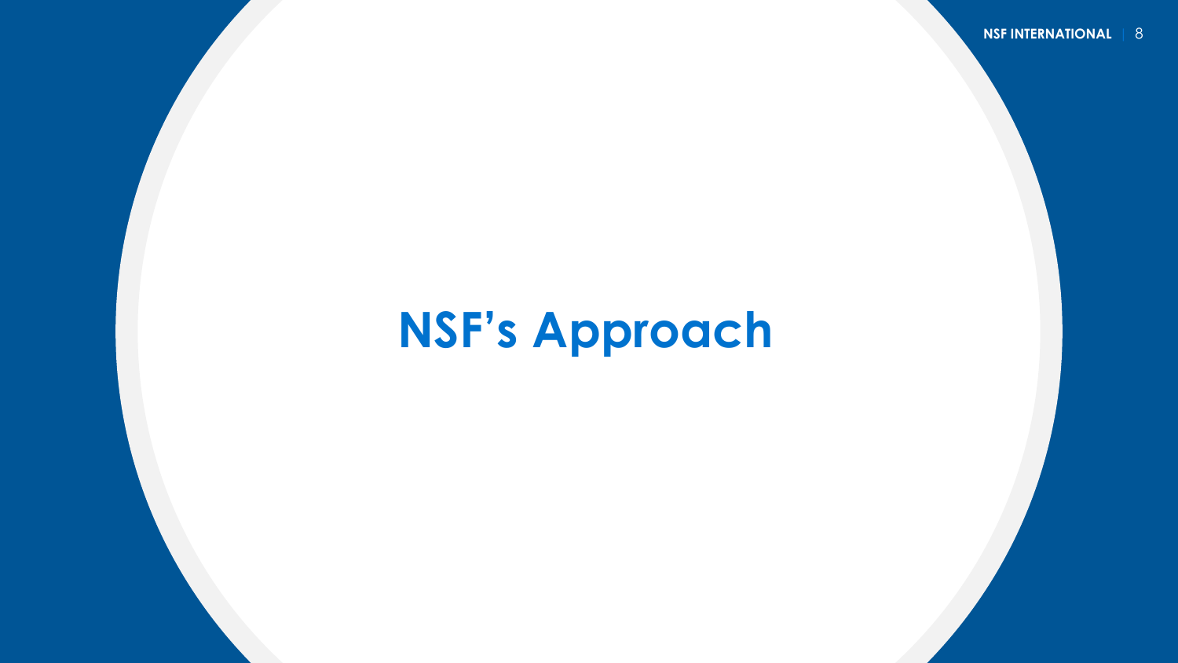# NSF's Approach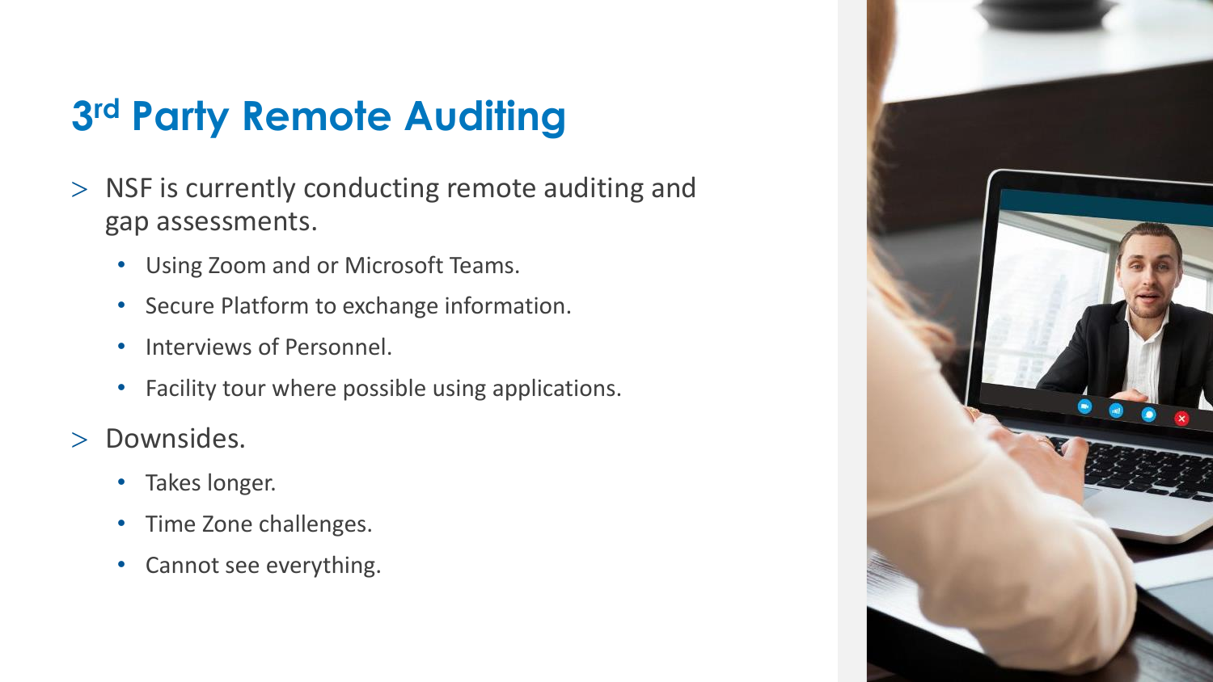# 3rd Party Remote Auditing

- NSF is currently conducting remote auditing and gap assessments.
  - Using Zoom and or Microsoft Teams.
  - Secure Platform to exchange information.
  - Interviews of Personnel.
  - Facility tour where possible using applications.
- Downsides.
  - Takes longer.
  - Time Zone challenges.
  - Cannot see everything.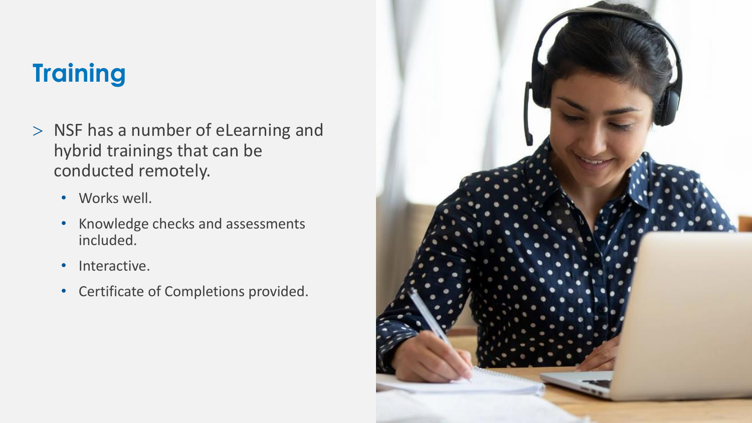# Training

> NSF has a number of eLearning and hybrid trainings that can be conducted remotely.

- Works well.
- Knowledge checks and assessments included.
- Interactive.
- Certificate of Completions provided.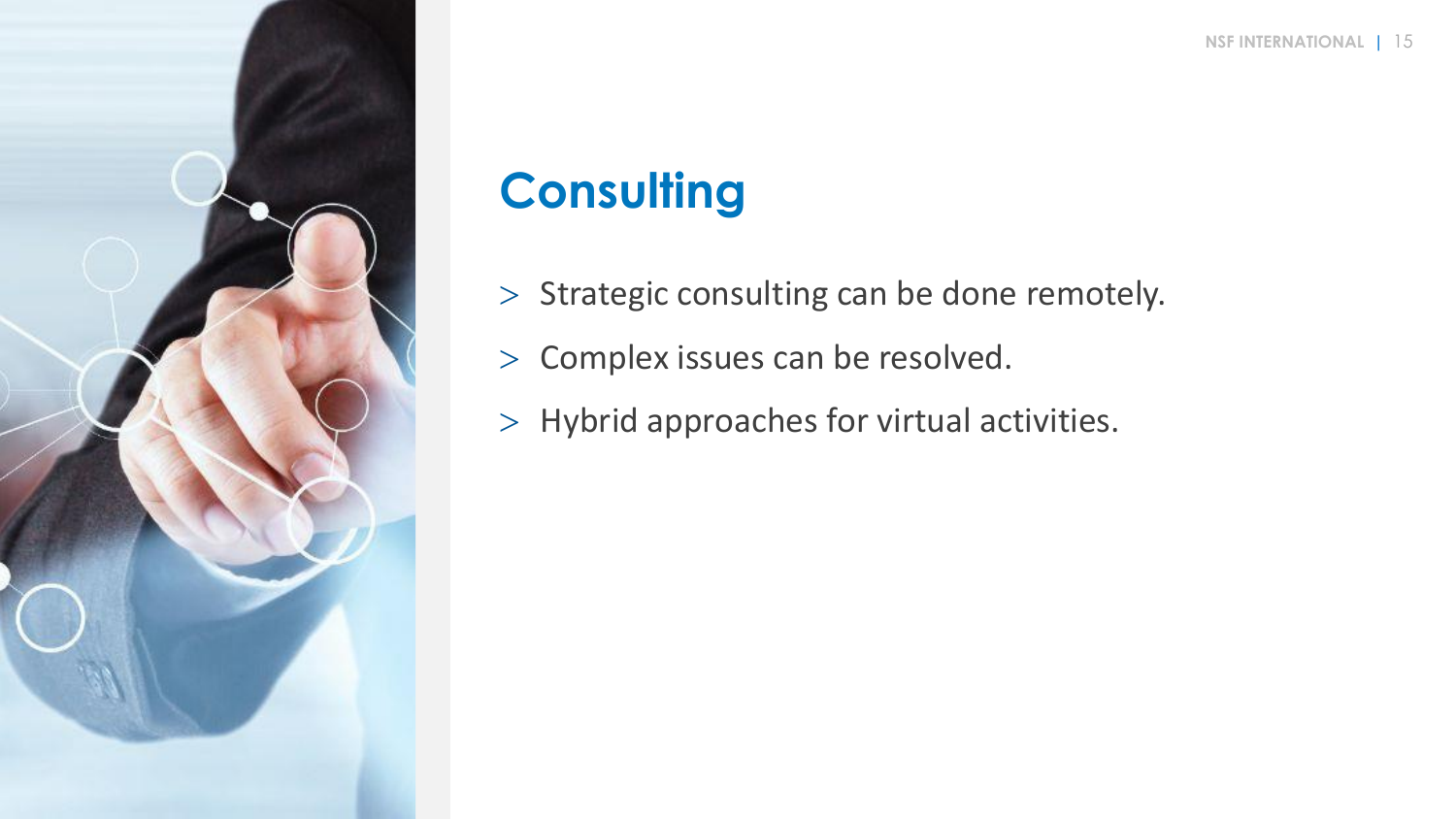# Consulting

- Strategic consulting can be done remotely.
- Complex issues can be resolved.
- Hybrid approaches for virtual activities.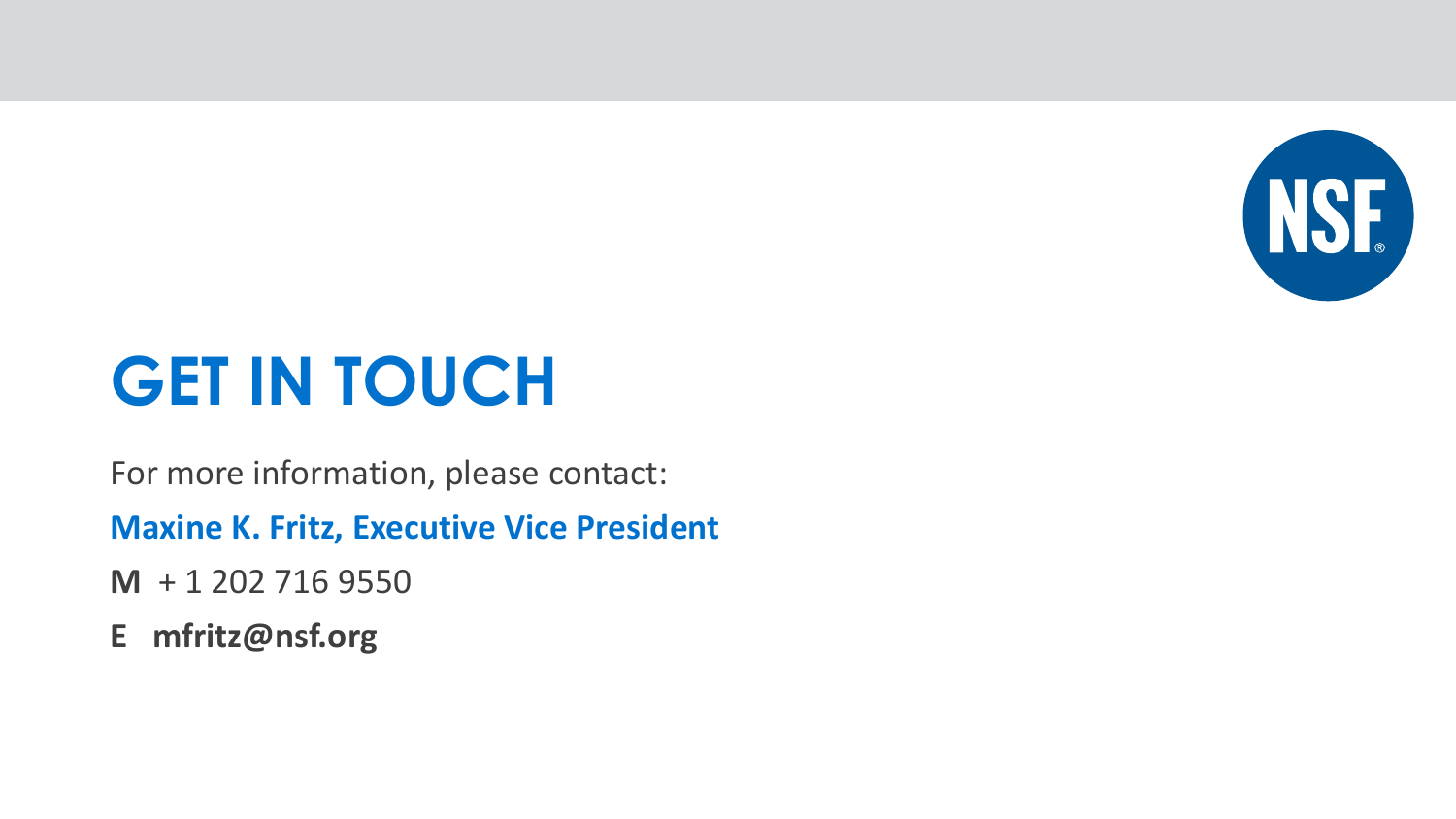# GET IN TOUCH

For more information, please contact:

**Maxine K. Fritz, Executive Vice President**

**M** + 1 202 716 9550

**E** **mfritz@nsf.org**